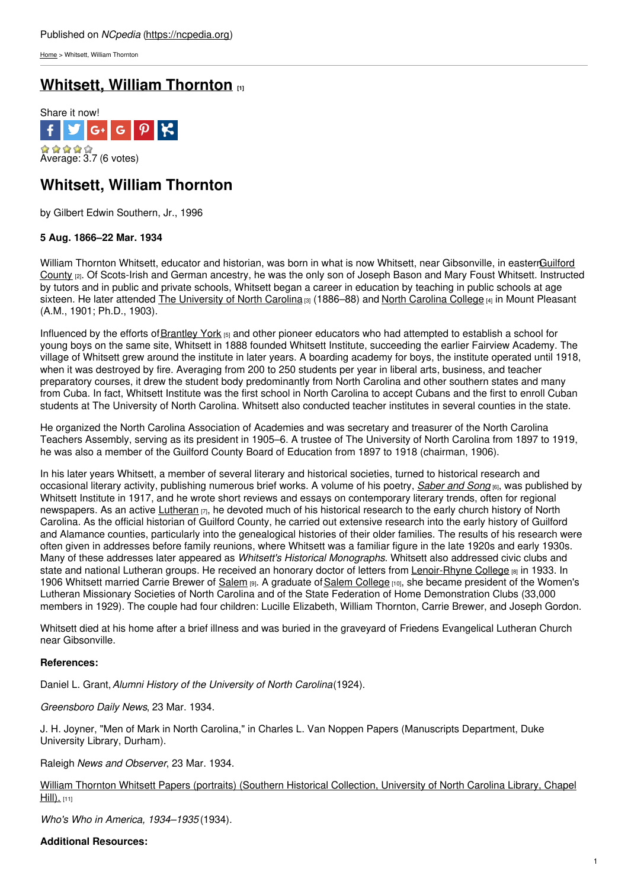Published on *NCpedia* (https://ncpedia.org)

Home > Whitsett, William Thornton

# Whitsett, William Thornton [1]

Share it now!

Average: 3.7 (6 votes)

## Whitsett, William Thornton

by Gilbert Edwin Southern, Jr., 1996

**5 Aug. 1866–22 Mar. 1934**

William Thornton Whitsett, educator and historian, was born in what is now Whitsett, near Gibsonville, in eastern Guilford County [2]. Of Scots-Irish and German ancestry, he was the only son of Joseph Bason and Mary Foust Whitsett. Instructed by tutors and in public and private schools, Whitsett began a career in education by teaching in public schools at age sixteen. He later attended The University of North Carolina [3] (1886–88) and North Carolina College [4] in Mount Pleasant (A.M., 1901; Ph.D., 1903).

Influenced by the efforts of Brantley York [5] and other pioneer educators who had attempted to establish a school for young boys on the same site, Whitsett in 1888 founded Whitsett Institute, succeeding the earlier Fairview Academy. The village of Whitsett grew around the institute in later years. A boarding academy for boys, the institute operated until 1918, when it was destroyed by fire. Averaging from 200 to 250 students per year in liberal arts, business, and teacher preparatory courses, it drew the student body predominantly from North Carolina and other southern states and many from Cuba. In fact, Whitsett Institute was the first school in North Carolina to accept Cubans and the first to enroll Cuban students at The University of North Carolina. Whitsett also conducted teacher institutes in several counties in the state.

He organized the North Carolina Association of Academies and was secretary and treasurer of the North Carolina Teachers Assembly, serving as its president in 1905–6. A trustee of The University of North Carolina from 1897 to 1919, he was also a member of the Guilford County Board of Education from 1897 to 1918 (chairman, 1906).

In his later years Whitsett, a member of several literary and historical societies, turned to historical research and occasional literary activity, publishing numerous brief works. A volume of his poetry, *Saber and Song* [6], was published by Whitsett Institute in 1917, and he wrote short reviews and essays on contemporary literary trends, often for regional newspapers. As an active Lutheran [7], he devoted much of his historical research to the early church history of North Carolina. As the official historian of Guilford County, he carried out extensive research into the early history of Guilford and Alamance counties, particularly into the genealogical histories of their older families. The results of his research were often given in addresses before family reunions, where Whitsett was a familiar figure in the late 1920s and early 1930s. Many of these addresses later appeared as *Whitsett's Historical Monographs*. Whitsett also addressed civic clubs and state and national Lutheran groups. He received an honorary doctor of letters from Lenoir-Rhyne College [8] in 1933. In 1906 Whitsett married Carrie Brewer of Salem [9]. A graduate of Salem College [10], she became president of the Women's Lutheran Missionary Societies of North Carolina and of the State Federation of Home Demonstration Clubs (33,000 members in 1929). The couple had four children: Lucille Elizabeth, William Thornton, Carrie Brewer, and Joseph Gordon.

Whitsett died at his home after a brief illness and was buried in the graveyard of Friedens Evangelical Lutheran Church near Gibsonville.

**References:**

Daniel L. Grant, *Alumni History of the University of North Carolina* (1924).

*Greensboro Daily News*, 23 Mar. 1934.

J. H. Joyner, "Men of Mark in North Carolina," in Charles L. Van Noppen Papers (Manuscripts Department, Duke University Library, Durham).

Raleigh *News and Observer*, 23 Mar. 1934.

William Thornton Whitsett Papers (portraits) (Southern Historical Collection, University of North Carolina Library, Chapel Hill). [11]

*Who's Who in America, 1934–1935* (1934).

**Additional Resources:**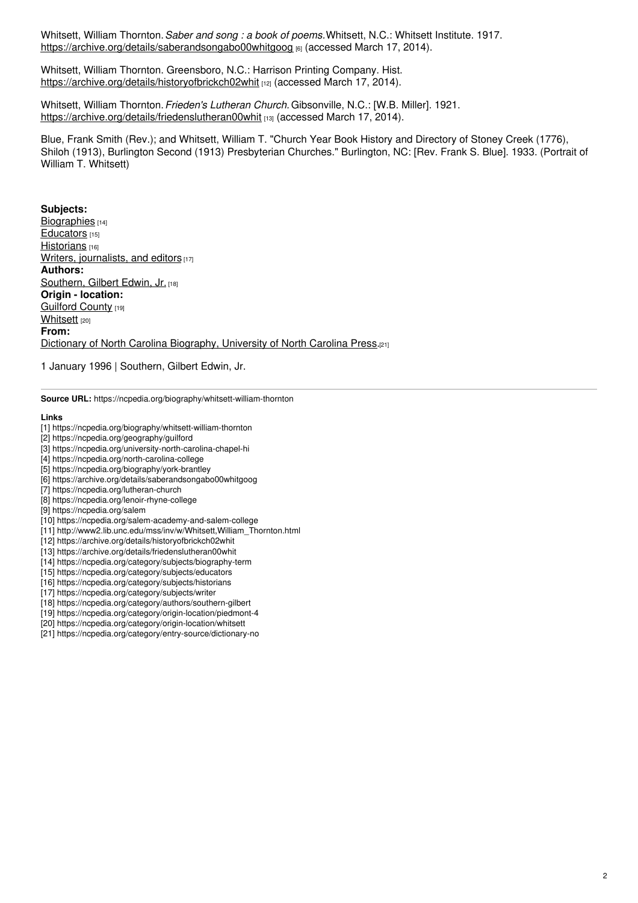Whitsett, William Thornton. *Saber and song : a book of poems.* Whitsett, N.C.: Whitsett Institute. 1917. https://archive.org/details/saberandsongabo00whitgoog [6] (accessed March 17, 2014).

Whitsett, William Thornton. Greensboro, N.C.: Harrison Printing Company. Hist. https://archive.org/details/historyofbrickch02whit [12] (accessed March 17, 2014).

Whitsett, William Thornton. *Frieden's Lutheran Church.* Gibsonville, N.C.: [W.B. Miller]. 1921. https://archive.org/details/friedenslutheran00whit [13] (accessed March 17, 2014).

Blue, Frank Smith (Rev.); and Whitsett, William T. "Church Year Book History and Directory of Stoney Creek (1776), Shiloh (1913), Burlington Second (1913) Presbyterian Churches." Burlington, NC: [Rev. Frank S. Blue]. 1933. (Portrait of William T. Whitsett)

**Subjects:**
Biographies [14]
Educators [15]
Historians [16]
Writers, journalists, and editors [17]
**Authors:**
Southern, Gilbert Edwin, Jr. [18]
**Origin - location:**
Guilford County [19]
Whitsett [20]
**From:**
Dictionary of North Carolina Biography, University of North Carolina Press.[21]

1 January 1996 | Southern, Gilbert Edwin, Jr.

**Source URL:** https://ncpedia.org/biography/whitsett-william-thornton

**Links**
[1] https://ncpedia.org/biography/whitsett-william-thornton
[2] https://ncpedia.org/geography/guilford
[3] https://ncpedia.org/university-north-carolina-chapel-hi
[4] https://ncpedia.org/north-carolina-college
[5] https://ncpedia.org/biography/york-brantley
[6] https://archive.org/details/saberandsongabo00whitgoog
[7] https://ncpedia.org/lutheran-church
[8] https://ncpedia.org/lenoir-rhyne-college
[9] https://ncpedia.org/salem
[10] https://ncpedia.org/salem-academy-and-salem-college
[11] http://www2.lib.unc.edu/mss/inv/w/Whitsett,William_Thornton.html
[12] https://archive.org/details/historyofbrickch02whit
[13] https://archive.org/details/friedenslutheran00whit
[14] https://ncpedia.org/category/subjects/biography-term
[15] https://ncpedia.org/category/subjects/educators
[16] https://ncpedia.org/category/subjects/historians
[17] https://ncpedia.org/category/subjects/writer
[18] https://ncpedia.org/category/authors/southern-gilbert
[19] https://ncpedia.org/category/origin-location/piedmont-4
[20] https://ncpedia.org/category/origin-location/whitsett
[21] https://ncpedia.org/category/entry-source/dictionary-no